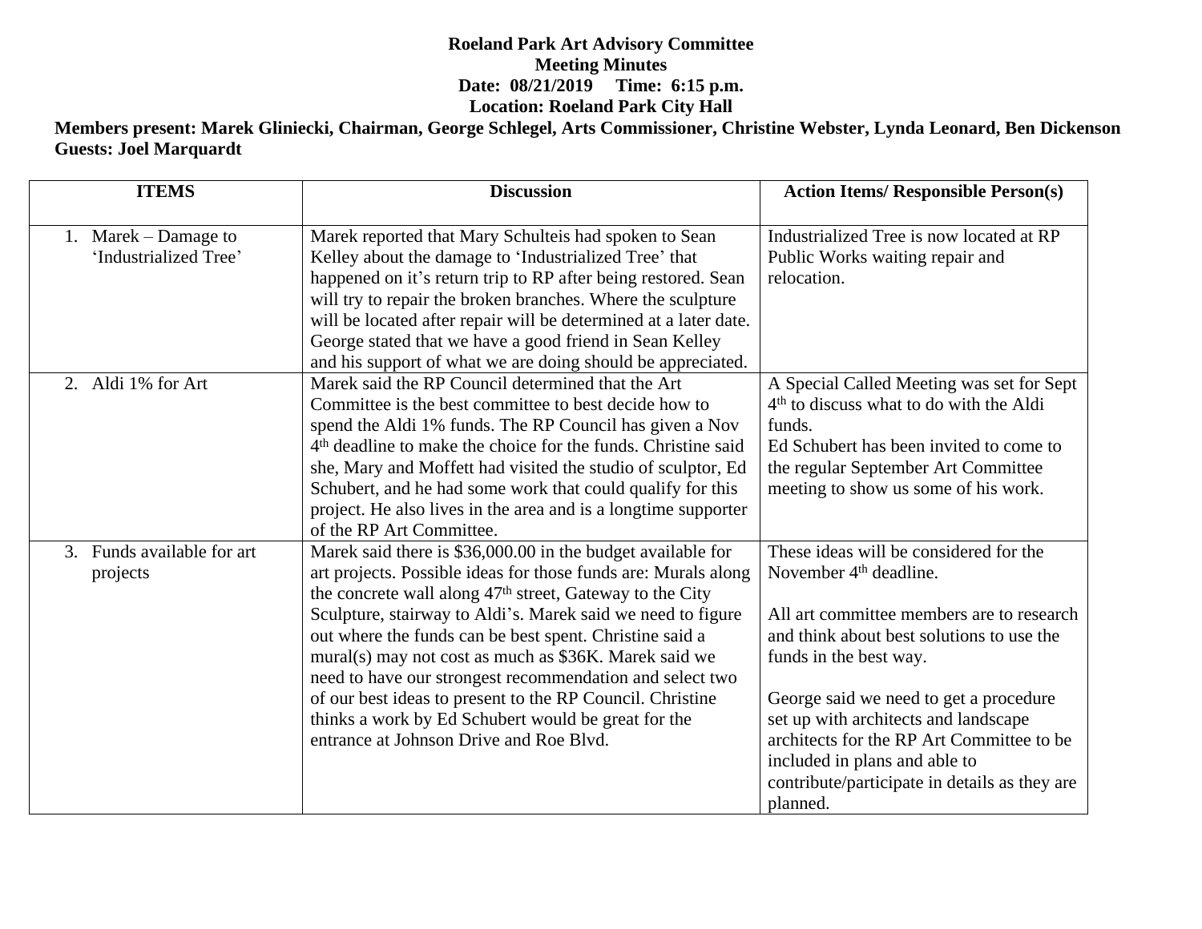**Roeland Park Art Advisory Committee**
**Meeting Minutes**
**Date: 08/21/2019 Time: 6:15 p.m.**
**Location: Roeland Park City Hall**

**Members present: Marek Gliniecki, Chairman, George Schlegel, Arts Commissioner, Christine Webster, Lynda Leonard, Ben Dickenson**
**Guests: Joel Marquardt**

| ITEMS | Discussion | Action Items/ Responsible Person(s) |
|---|---|---|
| 1. Marek – Damage to 'Industrialized Tree' | Marek reported that Mary Schulteis had spoken to Sean Kelley about the damage to 'Industrialized Tree' that happened on it's return trip to RP after being restored. Sean will try to repair the broken branches. Where the sculpture will be located after repair will be determined at a later date. George stated that we have a good friend in Sean Kelley and his support of what we are doing should be appreciated. | Industrialized Tree is now located at RP Public Works waiting repair and relocation. |
| 2. Aldi 1% for Art | Marek said the RP Council determined that the Art Committee is the best committee to best decide how to spend the Aldi 1% funds. The RP Council has given a Nov 4th deadline to make the choice for the funds. Christine said she, Mary and Moffett had visited the studio of sculptor, Ed Schubert, and he had some work that could qualify for this project. He also lives in the area and is a longtime supporter of the RP Art Committee. | A Special Called Meeting was set for Sept 4th to discuss what to do with the Aldi funds.<br>Ed Schubert has been invited to come to the regular September Art Committee meeting to show us some of his work. |
| 3. Funds available for art projects | Marek said there is $36,000.00 in the budget available for art projects. Possible ideas for those funds are: Murals along the concrete wall along 47th street, Gateway to the City Sculpture, stairway to Aldi's. Marek said we need to figure out where the funds can be best spent. Christine said a mural(s) may not cost as much as $36K. Marek said we need to have our strongest recommendation and select two of our best ideas to present to the RP Council. Christine thinks a work by Ed Schubert would be great for the entrance at Johnson Drive and Roe Blvd. | These ideas will be considered for the November 4th deadline.<br><br>All art committee members are to research and think about best solutions to use the funds in the best way.<br><br>George said we need to get a procedure set up with architects and landscape architects for the RP Art Committee to be included in plans and able to contribute/participate in details as they are planned. |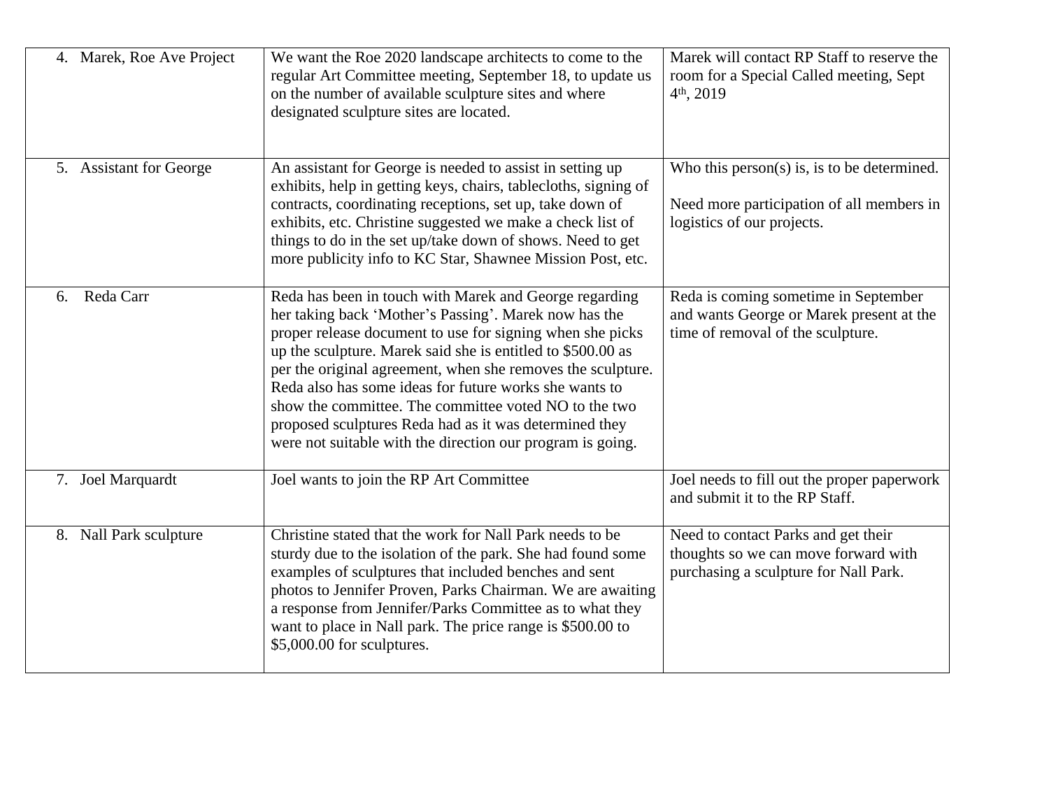| | | |
|---|---|---|
| 4. Marek, Roe Ave Project | We want the Roe 2020 landscape architects to come to the regular Art Committee meeting, September 18, to update us on the number of available sculpture sites and where designated sculpture sites are located. | Marek will contact RP Staff to reserve the room for a Special Called meeting, Sept 4th, 2019 |
| 5. Assistant for George | An assistant for George is needed to assist in setting up exhibits, help in getting keys, chairs, tablecloths, signing of contracts, coordinating receptions, set up, take down of exhibits, etc. Christine suggested we make a check list of things to do in the set up/take down of shows. Need to get more publicity info to KC Star, Shawnee Mission Post, etc. | Who this person(s) is, is to be determined.<br><br>Need more participation of all members in logistics of our projects. |
| 6. Reda Carr | Reda has been in touch with Marek and George regarding her taking back 'Mother's Passing'. Marek now has the proper release document to use for signing when she picks up the sculpture. Marek said she is entitled to $500.00 as per the original agreement, when she removes the sculpture. Reda also has some ideas for future works she wants to show the committee. The committee voted NO to the two proposed sculptures Reda had as it was determined they were not suitable with the direction our program is going. | Reda is coming sometime in September and wants George or Marek present at the time of removal of the sculpture. |
| 7. Joel Marquardt | Joel wants to join the RP Art Committee | Joel needs to fill out the proper paperwork and submit it to the RP Staff. |
| 8. Nall Park sculpture | Christine stated that the work for Nall Park needs to be sturdy due to the isolation of the park. She had found some examples of sculptures that included benches and sent photos to Jennifer Proven, Parks Chairman. We are awaiting a response from Jennifer/Parks Committee as to what they want to place in Nall park. The price range is $500.00 to $5,000.00 for sculptures. | Need to contact Parks and get their thoughts so we can move forward with purchasing a sculpture for Nall Park. |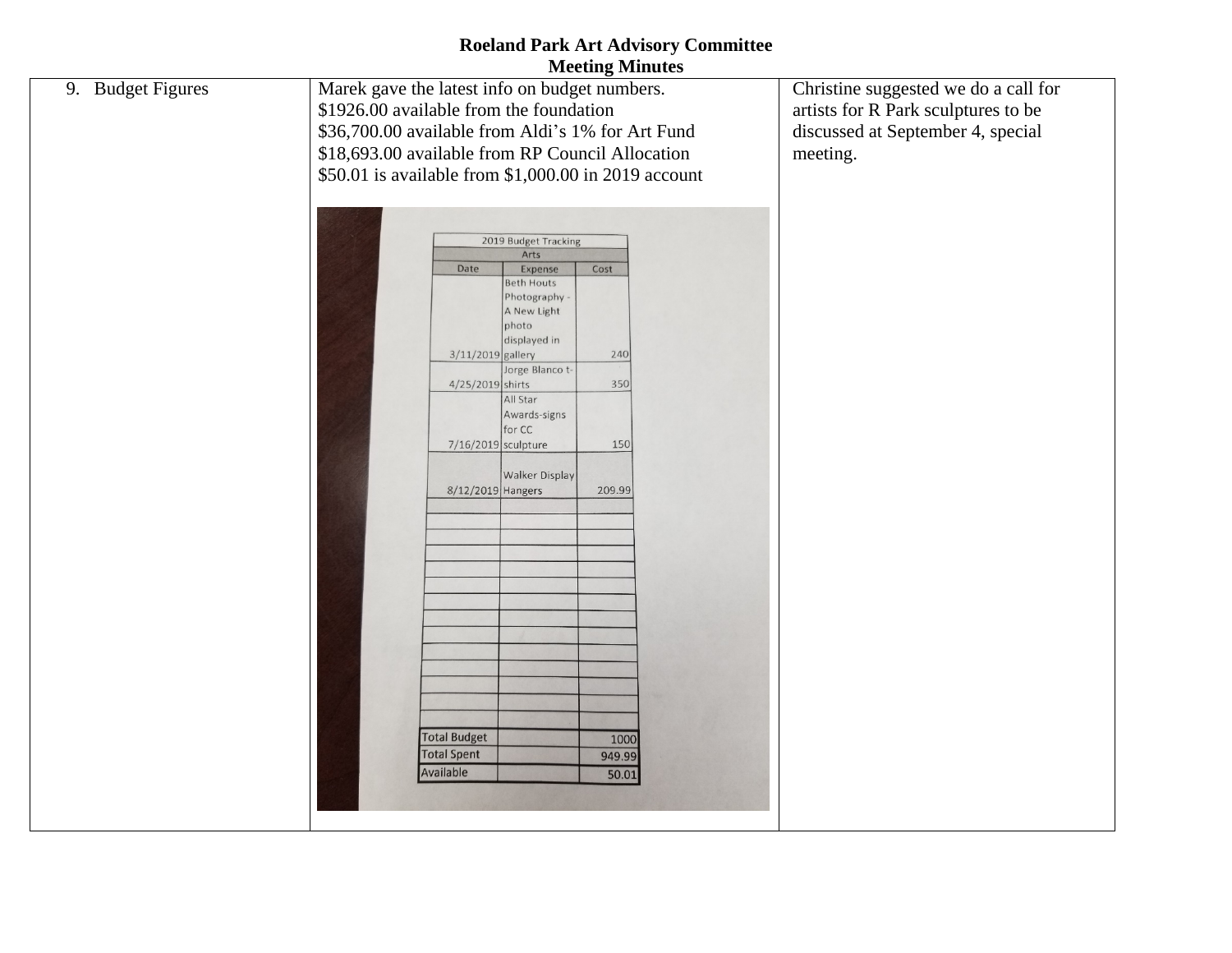# Roeland Park Art Advisory Committee
## Meeting Minutes

| | | |
|---|---|---|
| 9. Budget Figures | Marek gave the latest info on budget numbers.<br>$1926.00 available from the foundation<br>$36,700.00 available from Aldi's 1% for Art Fund<br>$18,693.00 available from RP Council Allocation<br>$50.01 is available from $1,000.00 in 2019 account | Christine suggested we do a call for artists for R Park sculptures to be discussed at September 4, special meeting. |

**2019 Budget Tracking**

**Arts**

| Date | Expense | Cost |
|---|---|---|
| 3/11/2019 | Beth Houts Photography - A New Light photo displayed in gallery | 240 |
| 4/25/2019 | Jorge Blanco t-shirts | 350 |
| 7/16/2019 | All Star Awards-signs for CC sculpture | 150 |
| 8/12/2019 | Walker Display Hangers | 209.99 |
| Total Budget | | 1000 |
| Total Spent | | 949.99 |
| Available | | 50.01 |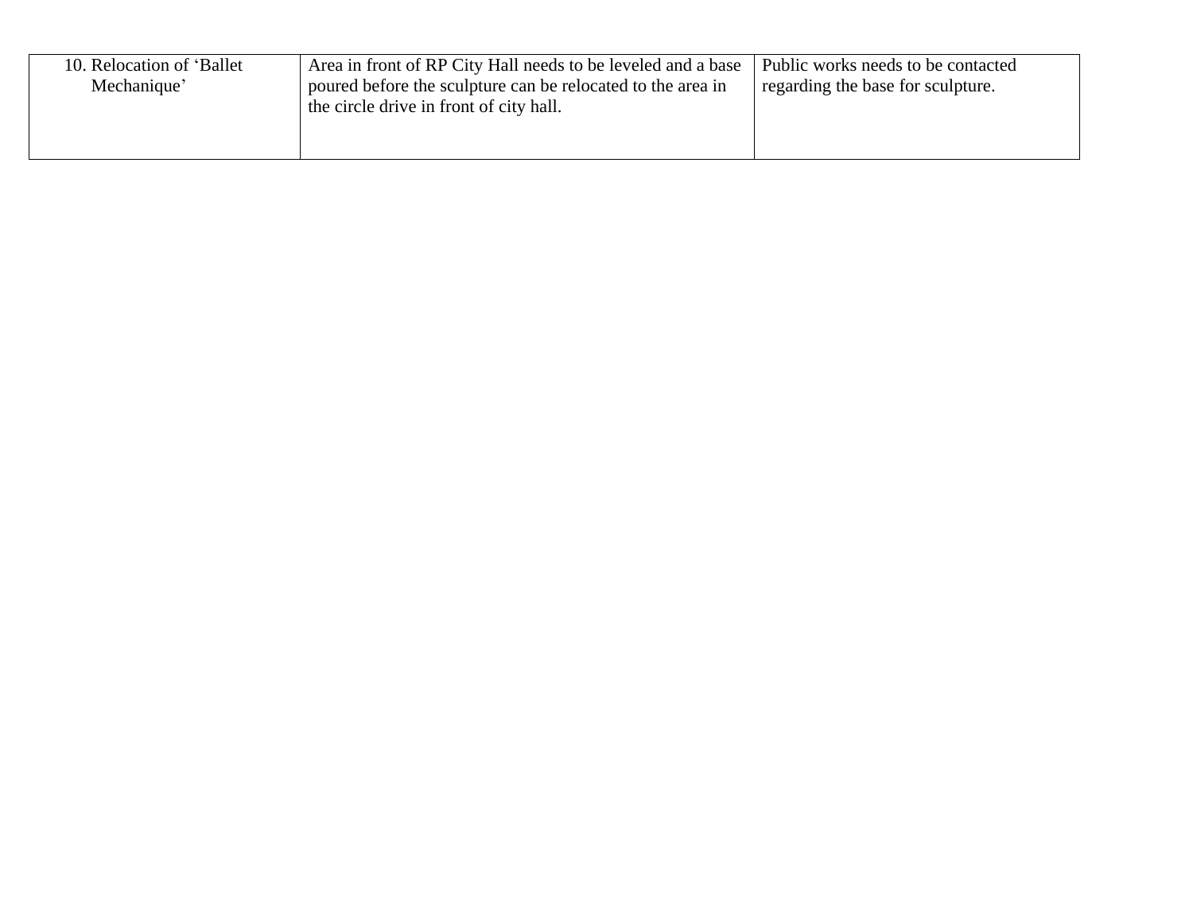| | | |
|---|---|---|
| 10. Relocation of ‘Ballet Mechanique’ | Area in front of RP City Hall needs to be leveled and a base poured before the sculpture can be relocated to the area in the circle drive in front of city hall. | Public works needs to be contacted regarding the base for sculpture. |